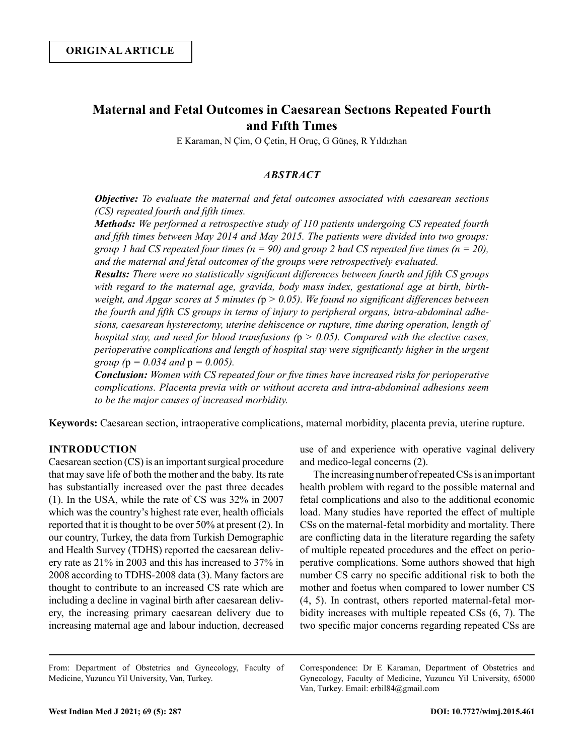**ORIGINAL ARTICLE**

# Maternal and Fetal Outcomes in Caesarean Sectıons Repeated Fourth and Fıfth Tımes

E Karaman, N Çim, O Çetin, H Oruç, G Güneş, R Yıldızhan

## *ABSTRACT*

***Objective:*** *To evaluate the maternal and fetal outcomes associated with caesarean sections (CS) repeated fourth and fifth times.*

***Methods:*** *We performed a retrospective study of 110 patients undergoing CS repeated fourth and fifth times between May 2014 and May 2015. The patients were divided into two groups: group 1 had CS repeated four times (n = 90) and group 2 had CS repeated five times (n = 20), and the maternal and fetal outcomes of the groups were retrospectively evaluated.*

***Results:*** *There were no statistically significant differences between fourth and fifth CS groups with regard to the maternal age, gravida, body mass index, gestational age at birth, birthweight, and Apgar scores at 5 minutes (*$p > 0.05$*). We found no significant differences between the fourth and fifth CS groups in terms of injury to peripheral organs, intra-abdominal adhesions, caesarean hysterectomy, uterine dehiscence or rupture, time during operation, length of hospital stay, and need for blood transfusions (*$p > 0.05$*). Compared with the elective cases, perioperative complications and length of hospital stay were significantly higher in the urgent group (*$p = 0.034$ *and* $p = 0.005$*).*

***Conclusion:*** *Women with CS repeated four or five times have increased risks for perioperative complications. Placenta previa with or without accreta and intra-abdominal adhesions seem to be the major causes of increased morbidity.*

**Keywords:** Caesarean section, intraoperative complications, maternal morbidity, placenta previa, uterine rupture.

## INTRODUCTION

Caesarean section (CS) is an important surgical procedure that may save life of both the mother and the baby. Its rate has substantially increased over the past three decades (1). In the USA, while the rate of CS was 32% in 2007 which was the country's highest rate ever, health officials reported that it is thought to be over 50% at present (2). In our country, Turkey, the data from Turkish Demographic and Health Survey (TDHS) reported the caesarean delivery rate as 21% in 2003 and this has increased to 37% in 2008 according to TDHS-2008 data (3). Many factors are thought to contribute to an increased CS rate which are including a decline in vaginal birth after caesarean delivery, the increasing primary caesarean delivery due to increasing maternal age and labour induction, decreased use of and experience with operative vaginal delivery and medico-legal concerns (2).

The increasing number of repeated CSs is an important health problem with regard to the possible maternal and fetal complications and also to the additional economic load. Many studies have reported the effect of multiple CSs on the maternal-fetal morbidity and mortality. There are conflicting data in the literature regarding the safety of multiple repeated procedures and the effect on perioperative complications. Some authors showed that high number CS carry no specific additional risk to both the mother and foetus when compared to lower number CS (4, 5). In contrast, others reported maternal-fetal morbidity increases with multiple repeated CSs (6, 7). The two specific major concerns regarding repeated CSs are

From: Department of Obstetrics and Gynecology, Faculty of Medicine, Yuzuncu Yil University, Van, Turkey.

Correspondence: Dr E Karaman, Department of Obstetrics and Gynecology, Faculty of Medicine, Yuzuncu Yil University, 65000 Van, Turkey. Email: erbil84@gmail.com

DOI: 10.7727/wimj.2015.461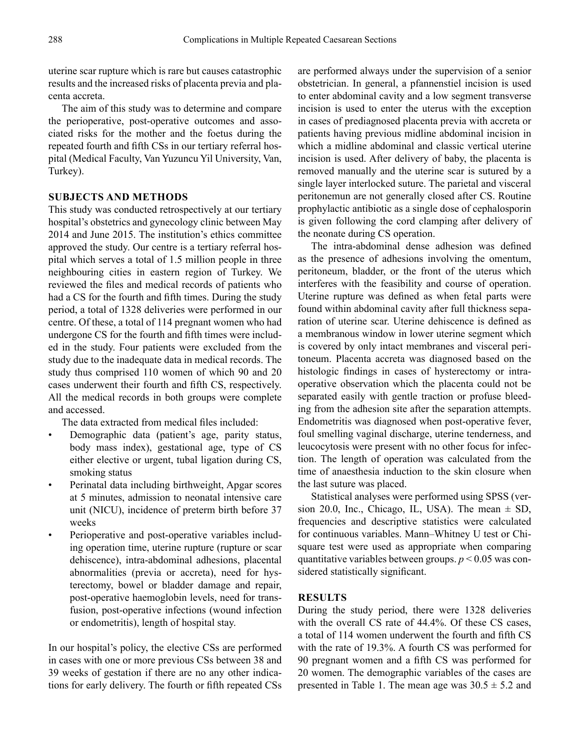uterine scar rupture which is rare but causes catastrophic results and the increased risks of placenta previa and placenta accreta.

The aim of this study was to determine and compare the perioperative, post-operative outcomes and associated risks for the mother and the foetus during the repeated fourth and fifth CSs in our tertiary referral hospital (Medical Faculty, Van Yuzuncu Yil University, Van, Turkey).

## SUBJECTS AND METHODS

This study was conducted retrospectively at our tertiary hospital's obstetrics and gynecology clinic between May 2014 and June 2015. The institution's ethics committee approved the study. Our centre is a tertiary referral hospital which serves a total of 1.5 million people in three neighbouring cities in eastern region of Turkey. We reviewed the files and medical records of patients who had a CS for the fourth and fifth times. During the study period, a total of 1328 deliveries were performed in our centre. Of these, a total of 114 pregnant women who had undergone CS for the fourth and fifth times were included in the study. Four patients were excluded from the study due to the inadequate data in medical records. The study thus comprised 110 women of which 90 and 20 cases underwent their fourth and fifth CS, respectively. All the medical records in both groups were complete and accessed.

The data extracted from medical files included:

- Demographic data (patient's age, parity status, body mass index), gestational age, type of CS either elective or urgent, tubal ligation during CS, smoking status
- Perinatal data including birthweight, Apgar scores at 5 minutes, admission to neonatal intensive care unit (NICU), incidence of preterm birth before 37 weeks
- Perioperative and post-operative variables including operation time, uterine rupture (rupture or scar dehiscence), intra-abdominal adhesions, placental abnormalities (previa or accreta), need for hysterectomy, bowel or bladder damage and repair, post-operative haemoglobin levels, need for transfusion, post-operative infections (wound infection or endometritis), length of hospital stay.

In our hospital's policy, the elective CSs are performed in cases with one or more previous CSs between 38 and 39 weeks of gestation if there are no any other indications for early delivery. The fourth or fifth repeated CSs are performed always under the supervision of a senior obstetrician. In general, a pfannenstiel incision is used to enter abdominal cavity and a low segment transverse incision is used to enter the uterus with the exception in cases of prediagnosed placenta previa with accreta or patients having previous midline abdominal incision in which a midline abdominal and classic vertical uterine incision is used. After delivery of baby, the placenta is removed manually and the uterine scar is sutured by a single layer interlocked suture. The parietal and visceral peritonemun are not generally closed after CS. Routine prophylactic antibiotic as a single dose of cephalosporin is given following the cord clamping after delivery of the neonate during CS operation.

The intra-abdominal dense adhesion was defined as the presence of adhesions involving the omentum, peritoneum, bladder, or the front of the uterus which interferes with the feasibility and course of operation. Uterine rupture was defined as when fetal parts were found within abdominal cavity after full thickness separation of uterine scar. Uterine dehiscence is defined as a membranous window in lower uterine segment which is covered by only intact membranes and visceral peritoneum. Placenta accreta was diagnosed based on the histologic findings in cases of hysterectomy or intraoperative observation which the placenta could not be separated easily with gentle traction or profuse bleeding from the adhesion site after the separation attempts. Endometritis was diagnosed when post-operative fever, foul smelling vaginal discharge, uterine tenderness, and leucocytosis were present with no other focus for infection. The length of operation was calculated from the time of anaesthesia induction to the skin closure when the last suture was placed.

Statistical analyses were performed using SPSS (version 20.0, Inc., Chicago, IL, USA). The mean ± SD, frequencies and descriptive statistics were calculated for continuous variables. Mann–Whitney U test or Chi-square test were used as appropriate when comparing quantitative variables between groups. $p < 0.05$ was considered statistically significant.

## RESULTS

During the study period, there were 1328 deliveries with the overall CS rate of 44.4%. Of these CS cases, a total of 114 women underwent the fourth and fifth CS with the rate of 19.3%. A fourth CS was performed for 90 pregnant women and a fifth CS was performed for 20 women. The demographic variables of the cases are presented in Table 1. The mean age was 30.5 ± 5.2 and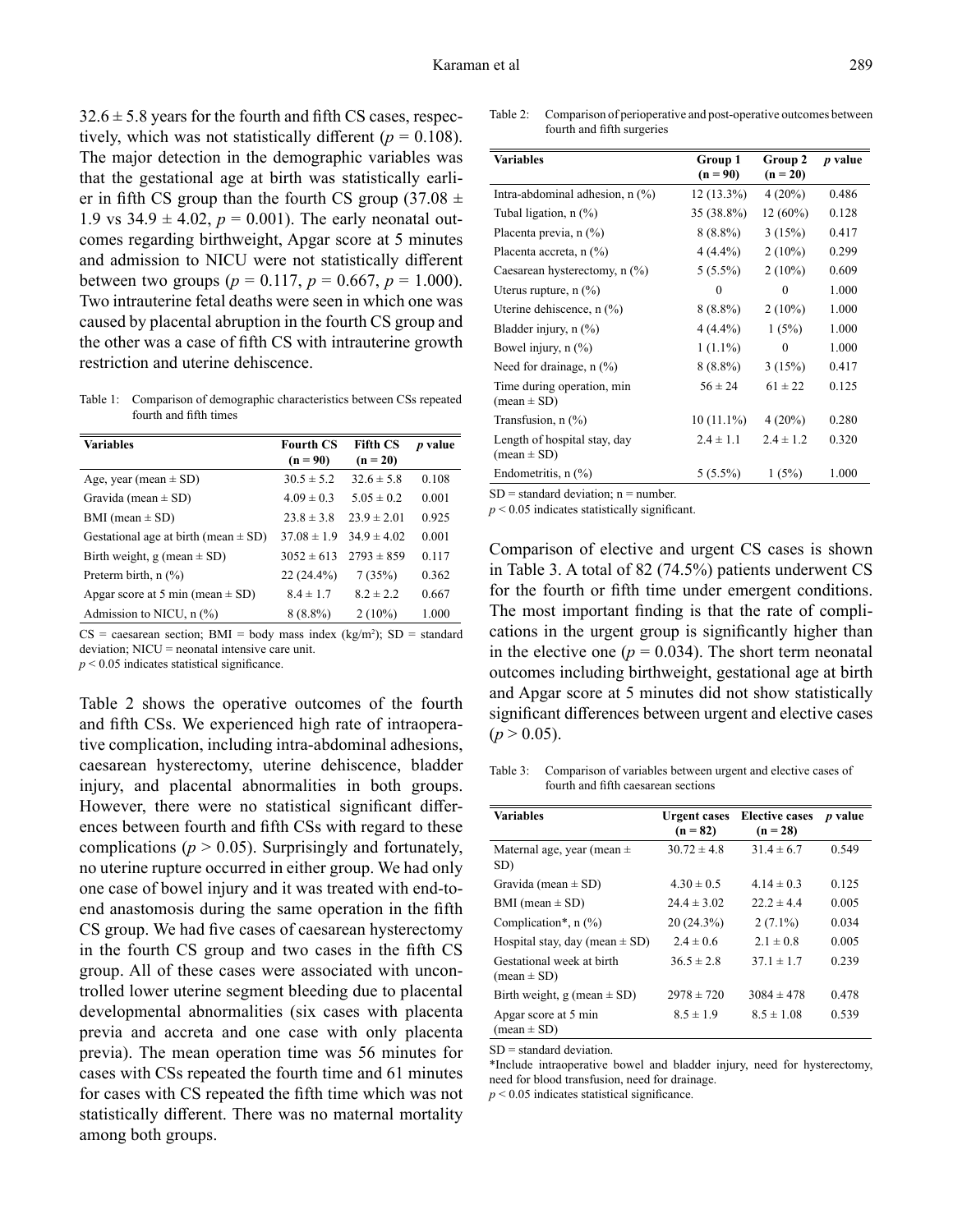$32.6 \pm 5.8$ years for the fourth and fifth CS cases, respectively, which was not statistically different ($p = 0.108$). The major detection in the demographic variables was that the gestational age at birth was statistically earlier in fifth CS group than the fourth CS group ($37.08 \pm 1.9$ vs $34.9 \pm 4.02$, $p = 0.001$). The early neonatal outcomes regarding birthweight, Apgar score at 5 minutes and admission to NICU were not statistically different between two groups ($p = 0.117$, $p = 0.667$, $p = 1.000$). Two intrauterine fetal deaths were seen in which one was caused by placental abruption in the fourth CS group and the other was a case of fifth CS with intrauterine growth restriction and uterine dehiscence.

Table 1: Comparison of demographic characteristics between CSs repeated fourth and fifth times

| Variables | Fourth CS (n = 90) | Fifth CS (n = 20) | *p* value |
|---|---|---|---|
| Age, year (mean ± SD) | 30.5 ± 5.2 | 32.6 ± 5.8 | 0.108 |
| Gravida (mean ± SD) | 4.09 ± 0.3 | 5.05 ± 0.2 | 0.001 |
| BMI (mean ± SD) | 23.8 ± 3.8 | 23.9 ± 2.01 | 0.925 |
| Gestational age at birth (mean ± SD) | 37.08 ± 1.9 | 34.9 ± 4.02 | 0.001 |
| Birth weight, g (mean ± SD) | 3052 ± 613 | 2793 ± 859 | 0.117 |
| Preterm birth, n (%) | 22 (24.4%) | 7 (35%) | 0.362 |
| Apgar score at 5 min (mean ± SD) | 8.4 ± 1.7 | 8.2 ± 2.2 | 0.667 |
| Admission to NICU, n (%) | 8 (8.8%) | 2 (10%) | 1.000 |

CS = caesarean section; BMI = body mass index (kg/m$^2$); SD = standard deviation; NICU = neonatal intensive care unit.
$p < 0.05$ indicates statistical significance.

Table 2 shows the operative outcomes of the fourth and fifth CSs. We experienced high rate of intraoperative complication, including intra-abdominal adhesions, caesarean hysterectomy, uterine dehiscence, bladder injury, and placental abnormalities in both groups. However, there were no statistical significant differences between fourth and fifth CSs with regard to these complications ($p > 0.05$). Surprisingly and fortunately, no uterine rupture occurred in either group. We had only one case of bowel injury and it was treated with end-to-end anastomosis during the same operation in the fifth CS group. We had five cases of caesarean hysterectomy in the fourth CS group and two cases in the fifth CS group. All of these cases were associated with uncontrolled lower uterine segment bleeding due to placental developmental abnormalities (six cases with placenta previa and accreta and one case with only placenta previa). The mean operation time was 56 minutes for cases with CSs repeated the fourth time and 61 minutes for cases with CS repeated the fifth time which was not statistically different. There was no maternal mortality among both groups.

Table 2: Comparison of perioperative and post-operative outcomes between fourth and fifth surgeries

| Variables | Group 1 (n = 90) | Group 2 (n = 20) | *p* value |
|---|---|---|---|
| Intra-abdominal adhesion, n (%) | 12 (13.3%) | 4 (20%) | 0.486 |
| Tubal ligation, n (%) | 35 (38.8%) | 12 (60%) | 0.128 |
| Placenta previa, n (%) | 8 (8.8%) | 3 (15%) | 0.417 |
| Placenta accreta, n (%) | 4 (4.4%) | 2 (10%) | 0.299 |
| Caesarean hysterectomy, n (%) | 5 (5.5%) | 2 (10%) | 0.609 |
| Uterus rupture, n (%) | 0 | 0 | 1.000 |
| Uterine dehiscence, n (%) | 8 (8.8%) | 2 (10%) | 1.000 |
| Bladder injury, n (%) | 4 (4.4%) | 1 (5%) | 1.000 |
| Bowel injury, n (%) | 1 (1.1%) | 0 | 1.000 |
| Need for drainage, n (%) | 8 (8.8%) | 3 (15%) | 0.417 |
| Time during operation, min (mean ± SD) | 56 ± 24 | 61 ± 22 | 0.125 |
| Transfusion, n (%) | 10 (11.1%) | 4 (20%) | 0.280 |
| Length of hospital stay, day (mean ± SD) | 2.4 ± 1.1 | 2.4 ± 1.2 | 0.320 |
| Endometritis, n (%) | 5 (5.5%) | 1 (5%) | 1.000 |

SD = standard deviation; n = number.
$p < 0.05$ indicates statistically significant.

Comparison of elective and urgent CS cases is shown in Table 3. A total of 82 (74.5%) patients underwent CS for the fourth or fifth time under emergent conditions. The most important finding is that the rate of complications in the urgent group is significantly higher than in the elective one ($p = 0.034$). The short term neonatal outcomes including birthweight, gestational age at birth and Apgar score at 5 minutes did not show statistically significant differences between urgent and elective cases ($p > 0.05$).

Table 3: Comparison of variables between urgent and elective cases of fourth and fifth caesarean sections

| Variables | Urgent cases (n = 82) | Elective cases (n = 28) | *p* value |
|---|---|---|---|
| Maternal age, year (mean ± SD) | 30.72 ± 4.8 | 31.4 ± 6.7 | 0.549 |
| Gravida (mean ± SD) | 4.30 ± 0.5 | 4.14 ± 0.3 | 0.125 |
| BMI (mean ± SD) | 24.4 ± 3.02 | 22.2 ± 4.4 | 0.005 |
| Complication*, n (%) | 20 (24.3%) | 2 (7.1%) | 0.034 |
| Hospital stay, day (mean ± SD) | 2.4 ± 0.6 | 2.1 ± 0.8 | 0.005 |
| Gestational week at birth (mean ± SD) | 36.5 ± 2.8 | 37.1 ± 1.7 | 0.239 |
| Birth weight, g (mean ± SD) | 2978 ± 720 | 3084 ± 478 | 0.478 |
| Apgar score at 5 min (mean ± SD) | 8.5 ± 1.9 | 8.5 ± 1.08 | 0.539 |

SD = standard deviation.
*Include intraoperative bowel and bladder injury, need for hysterectomy, need for blood transfusion, need for drainage.
$p < 0.05$ indicates statistical significance.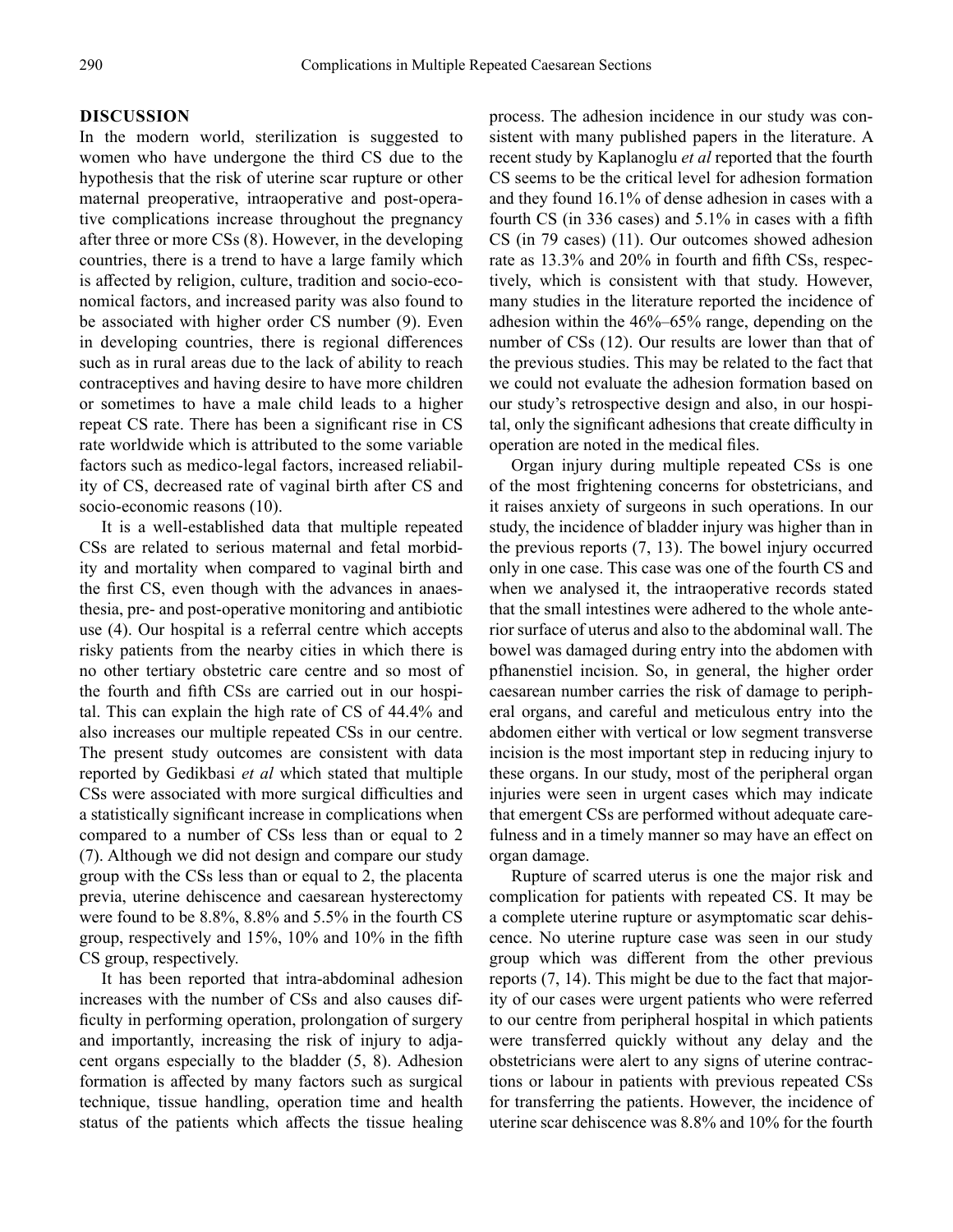## DISCUSSION

In the modern world, sterilization is suggested to women who have undergone the third CS due to the hypothesis that the risk of uterine scar rupture or other maternal preoperative, intraoperative and post-operative complications increase throughout the pregnancy after three or more CSs (8). However, in the developing countries, there is a trend to have a large family which is affected by religion, culture, tradition and socio-economical factors, and increased parity was also found to be associated with higher order CS number (9). Even in developing countries, there is regional differences such as in rural areas due to the lack of ability to reach contraceptives and having desire to have more children or sometimes to have a male child leads to a higher repeat CS rate. There has been a significant rise in CS rate worldwide which is attributed to the some variable factors such as medico-legal factors, increased reliability of CS, decreased rate of vaginal birth after CS and socio-economic reasons (10).

It is a well-established data that multiple repeated CSs are related to serious maternal and fetal morbidity and mortality when compared to vaginal birth and the first CS, even though with the advances in anaesthesia, pre- and post-operative monitoring and antibiotic use (4). Our hospital is a referral centre which accepts risky patients from the nearby cities in which there is no other tertiary obstetric care centre and so most of the fourth and fifth CSs are carried out in our hospital. This can explain the high rate of CS of 44.4% and also increases our multiple repeated CSs in our centre. The present study outcomes are consistent with data reported by Gedikbasi *et al* which stated that multiple CSs were associated with more surgical difficulties and a statistically significant increase in complications when compared to a number of CSs less than or equal to 2 (7). Although we did not design and compare our study group with the CSs less than or equal to 2, the placenta previa, uterine dehiscence and caesarean hysterectomy were found to be 8.8%, 8.8% and 5.5% in the fourth CS group, respectively and 15%, 10% and 10% in the fifth CS group, respectively.

It has been reported that intra-abdominal adhesion increases with the number of CSs and also causes difficulty in performing operation, prolongation of surgery and importantly, increasing the risk of injury to adjacent organs especially to the bladder (5, 8). Adhesion formation is affected by many factors such as surgical technique, tissue handling, operation time and health status of the patients which affects the tissue healing process. The adhesion incidence in our study was consistent with many published papers in the literature. A recent study by Kaplanoglu *et al* reported that the fourth CS seems to be the critical level for adhesion formation and they found 16.1% of dense adhesion in cases with a fourth CS (in 336 cases) and 5.1% in cases with a fifth CS (in 79 cases) (11). Our outcomes showed adhesion rate as 13.3% and 20% in fourth and fifth CSs, respectively, which is consistent with that study. However, many studies in the literature reported the incidence of adhesion within the 46%–65% range, depending on the number of CSs (12). Our results are lower than that of the previous studies. This may be related to the fact that we could not evaluate the adhesion formation based on our study's retrospective design and also, in our hospital, only the significant adhesions that create difficulty in operation are noted in the medical files.

Organ injury during multiple repeated CSs is one of the most frightening concerns for obstetricians, and it raises anxiety of surgeons in such operations. In our study, the incidence of bladder injury was higher than in the previous reports (7, 13). The bowel injury occurred only in one case. This case was one of the fourth CS and when we analysed it, the intraoperative records stated that the small intestines were adhered to the whole anterior surface of uterus and also to the abdominal wall. The bowel was damaged during entry into the abdomen with pfhanenstiel incision. So, in general, the higher order caesarean number carries the risk of damage to peripheral organs, and careful and meticulous entry into the abdomen either with vertical or low segment transverse incision is the most important step in reducing injury to these organs. In our study, most of the peripheral organ injuries were seen in urgent cases which may indicate that emergent CSs are performed without adequate carefulness and in a timely manner so may have an effect on organ damage.

Rupture of scarred uterus is one the major risk and complication for patients with repeated CS. It may be a complete uterine rupture or asymptomatic scar dehiscence. No uterine rupture case was seen in our study group which was different from the other previous reports (7, 14). This might be due to the fact that majority of our cases were urgent patients who were referred to our centre from peripheral hospital in which patients were transferred quickly without any delay and the obstetricians were alert to any signs of uterine contractions or labour in patients with previous repeated CSs for transferring the patients. However, the incidence of uterine scar dehiscence was 8.8% and 10% for the fourth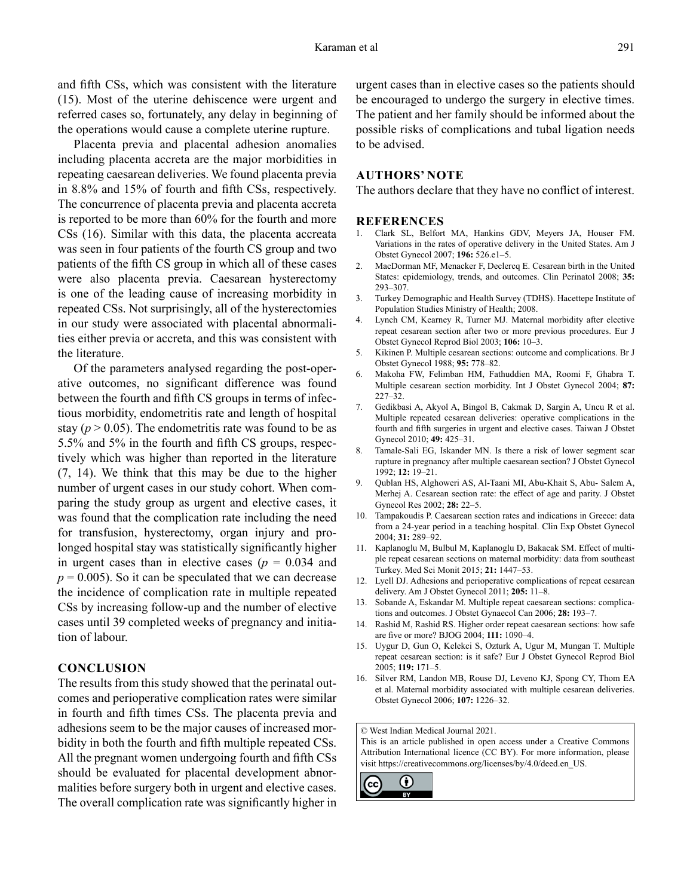and fifth CSs, which was consistent with the literature (15). Most of the uterine dehiscence were urgent and referred cases so, fortunately, any delay in beginning of the operations would cause a complete uterine rupture.

Placenta previa and placental adhesion anomalies including placenta accreta are the major morbidities in repeating caesarean deliveries. We found placenta previa in 8.8% and 15% of fourth and fifth CSs, respectively. The concurrence of placenta previa and placenta accreta is reported to be more than 60% for the fourth and more CSs (16). Similar with this data, the placenta accreata was seen in four patients of the fourth CS group and two patients of the fifth CS group in which all of these cases were also placenta previa. Caesarean hysterectomy is one of the leading cause of increasing morbidity in repeated CSs. Not surprisingly, all of the hysterectomies in our study were associated with placental abnormalities either previa or accreta, and this was consistent with the literature.

Of the parameters analysed regarding the post-operative outcomes, no significant difference was found between the fourth and fifth CS groups in terms of infectious morbidity, endometritis rate and length of hospital stay ($p > 0.05$). The endometritis rate was found to be as 5.5% and 5% in the fourth and fifth CS groups, respectively which was higher than reported in the literature (7, 14). We think that this may be due to the higher number of urgent cases in our study cohort. When comparing the study group as urgent and elective cases, it was found that the complication rate including the need for transfusion, hysterectomy, organ injury and prolonged hospital stay was statistically significantly higher in urgent cases than in elective cases ($p = 0.034$ and $p = 0.005$). So it can be speculated that we can decrease the incidence of complication rate in multiple repeated CSs by increasing follow-up and the number of elective cases until 39 completed weeks of pregnancy and initiation of labour.

## CONCLUSION

The results from this study showed that the perinatal outcomes and perioperative complication rates were similar in fourth and fifth times CSs. The placenta previa and adhesions seem to be the major causes of increased morbidity in both the fourth and fifth multiple repeated CSs. All the pregnant women undergoing fourth and fifth CSs should be evaluated for placental development abnormalities before surgery both in urgent and elective cases. The overall complication rate was significantly higher in urgent cases than in elective cases so the patients should be encouraged to undergo the surgery in elective times. The patient and her family should be informed about the possible risks of complications and tubal ligation needs to be advised.

## AUTHORS' NOTE

The authors declare that they have no conflict of interest.

## REFERENCES

1. Clark SL, Belfort MA, Hankins GDV, Meyers JA, Houser FM. Variations in the rates of operative delivery in the United States. Am J Obstet Gynecol 2007; **196:** 526.e1–5.
2. MacDorman MF, Menacker F, Declercq E. Cesarean birth in the United States: epidemiology, trends, and outcomes. Clin Perinatol 2008; **35:** 293–307.
3. Turkey Demographic and Health Survey (TDHS). Hacettepe Institute of Population Studies Ministry of Health; 2008.
4. Lynch CM, Kearney R, Turner MJ. Maternal morbidity after elective repeat cesarean section after two or more previous procedures. Eur J Obstet Gynecol Reprod Biol 2003; **106:** 10–3.
5. Kikinen P. Multiple cesarean sections: outcome and complications. Br J Obstet Gynecol 1988; **95:** 778–82.
6. Makoha FW, Felimban HM, Fathuddien MA, Roomi F, Ghabra T. Multiple cesarean section morbidity. Int J Obstet Gynecol 2004; **87:** 227–32.
7. Gedikbasi A, Akyol A, Bingol B, Cakmak D, Sargin A, Uncu R et al. Multiple repeated cesarean deliveries: operative complications in the fourth and fifth surgeries in urgent and elective cases. Taiwan J Obstet Gynecol 2010; **49:** 425–31.
8. Tamale-Sali EG, Iskander MN. Is there a risk of lower segment scar rupture in pregnancy after multiple caesarean section? J Obstet Gynecol 1992; **12:** 19–21.
9. Qublan HS, Alghoweri AS, Al-Taani MI, Abu-Khait S, Abu- Salem A, Merhej A. Cesarean section rate: the effect of age and parity. J Obstet Gynecol Res 2002; **28:** 22–5.
10. Tampakoudis P. Caesarean section rates and indications in Greece: data from a 24-year period in a teaching hospital. Clin Exp Obstet Gynecol 2004; **31:** 289–92.
11. Kaplanoglu M, Bulbul M, Kaplanoglu D, Bakacak SM. Effect of multiple repeat cesarean sections on maternal morbidity: data from southeast Turkey. Med Sci Monit 2015; **21:** 1447–53.
12. Lyell DJ. Adhesions and perioperative complications of repeat cesarean delivery. Am J Obstet Gynecol 2011; **205:** 11–8.
13. Sobande A, Eskandar M. Multiple repeat caesarean sections: complications and outcomes. J Obstet Gynaecol Can 2006; **28:** 193–7.
14. Rashid M, Rashid RS. Higher order repeat caesarean sections: how safe are five or more? BJOG 2004; **111:** 1090–4.
15. Uygur D, Gun O, Kelekci S, Ozturk A, Ugur M, Mungan T. Multiple repeat cesarean section: is it safe? Eur J Obstet Gynecol Reprod Biol 2005; **119:** 171–5.
16. Silver RM, Landon MB, Rouse DJ, Leveno KJ, Spong CY, Thom EA et al. Maternal morbidity associated with multiple cesarean deliveries. Obstet Gynecol 2006; **107:** 1226–32.

© West Indian Medical Journal 2021.
This is an article published in open access under a Creative Commons Attribution International licence (CC BY). For more information, please visit https://creativecommons.org/licenses/by/4.0/deed.en_US.